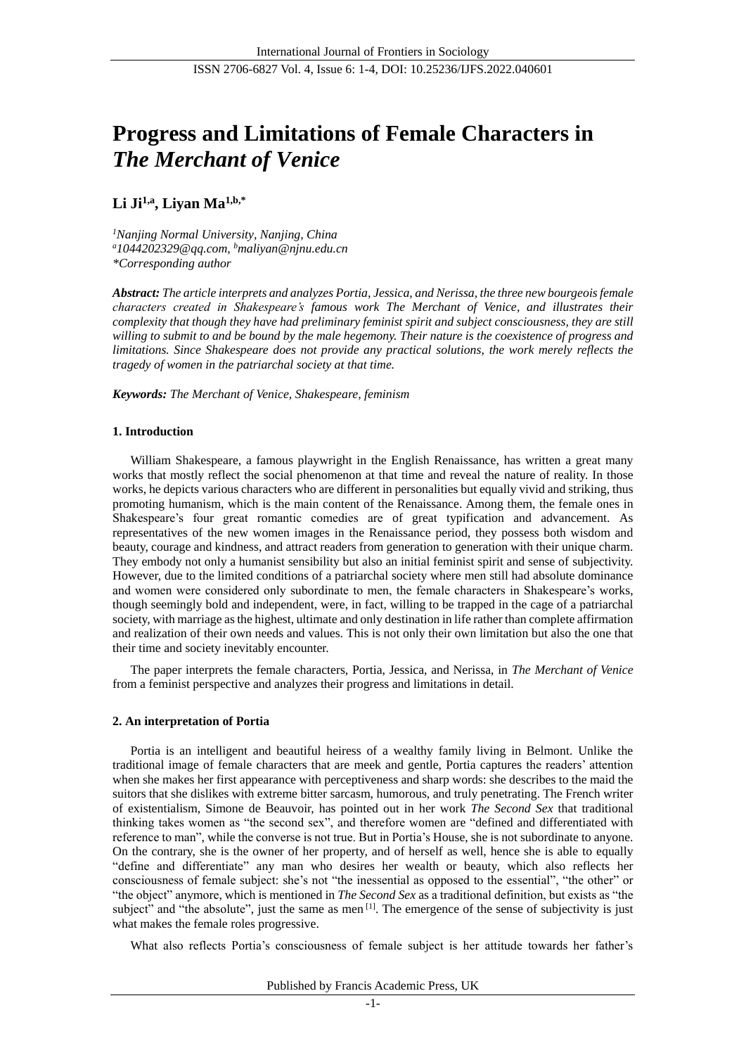# Progress and Limitations of Female Characters in *The Merchant of Venice*

**Li Ji[1,a], Liyan Ma[1,b,*]**

*[1]Nanjing Normal University, Nanjing, China*
*[a]1044202329@qq.com, [b]maliyan@njnu.edu.cn*
*\*Corresponding author*

***Abstract:*** *The article interprets and analyzes Portia, Jessica, and Nerissa, the three new bourgeois female characters created in Shakespeare's famous work The Merchant of Venice, and illustrates their complexity that though they have had preliminary feminist spirit and subject consciousness, they are still willing to submit to and be bound by the male hegemony. Their nature is the coexistence of progress and limitations. Since Shakespeare does not provide any practical solutions, the work merely reflects the tragedy of women in the patriarchal society at that time.*

***Keywords:*** *The Merchant of Venice, Shakespeare, feminism*

## 1. Introduction

William Shakespeare, a famous playwright in the English Renaissance, has written a great many works that mostly reflect the social phenomenon at that time and reveal the nature of reality. In those works, he depicts various characters who are different in personalities but equally vivid and striking, thus promoting humanism, which is the main content of the Renaissance. Among them, the female ones in Shakespeare's four great romantic comedies are of great typification and advancement. As representatives of the new women images in the Renaissance period, they possess both wisdom and beauty, courage and kindness, and attract readers from generation to generation with their unique charm. They embody not only a humanist sensibility but also an initial feminist spirit and sense of subjectivity. However, due to the limited conditions of a patriarchal society where men still had absolute dominance and women were considered only subordinate to men, the female characters in Shakespeare's works, though seemingly bold and independent, were, in fact, willing to be trapped in the cage of a patriarchal society, with marriage as the highest, ultimate and only destination in life rather than complete affirmation and realization of their own needs and values. This is not only their own limitation but also the one that their time and society inevitably encounter.

The paper interprets the female characters, Portia, Jessica, and Nerissa, in *The Merchant of Venice* from a feminist perspective and analyzes their progress and limitations in detail.

## 2. An interpretation of Portia

Portia is an intelligent and beautiful heiress of a wealthy family living in Belmont. Unlike the traditional image of female characters that are meek and gentle, Portia captures the readers' attention when she makes her first appearance with perceptiveness and sharp words: she describes to the maid the suitors that she dislikes with extreme bitter sarcasm, humorous, and truly penetrating. The French writer of existentialism, Simone de Beauvoir, has pointed out in her work *The Second Sex* that traditional thinking takes women as "the second sex", and therefore women are "defined and differentiated with reference to man", while the converse is not true. But in Portia's House, she is not subordinate to anyone. On the contrary, she is the owner of her property, and of herself as well, hence she is able to equally "define and differentiate" any man who desires her wealth or beauty, which also reflects her consciousness of female subject: she's not "the inessential as opposed to the essential", "the other" or "the object" anymore, which is mentioned in *The Second Sex* as a traditional definition, but exists as "the subject" and "the absolute", just the same as men [1]. The emergence of the sense of subjectivity is just what makes the female roles progressive.

What also reflects Portia's consciousness of female subject is her attitude towards her father's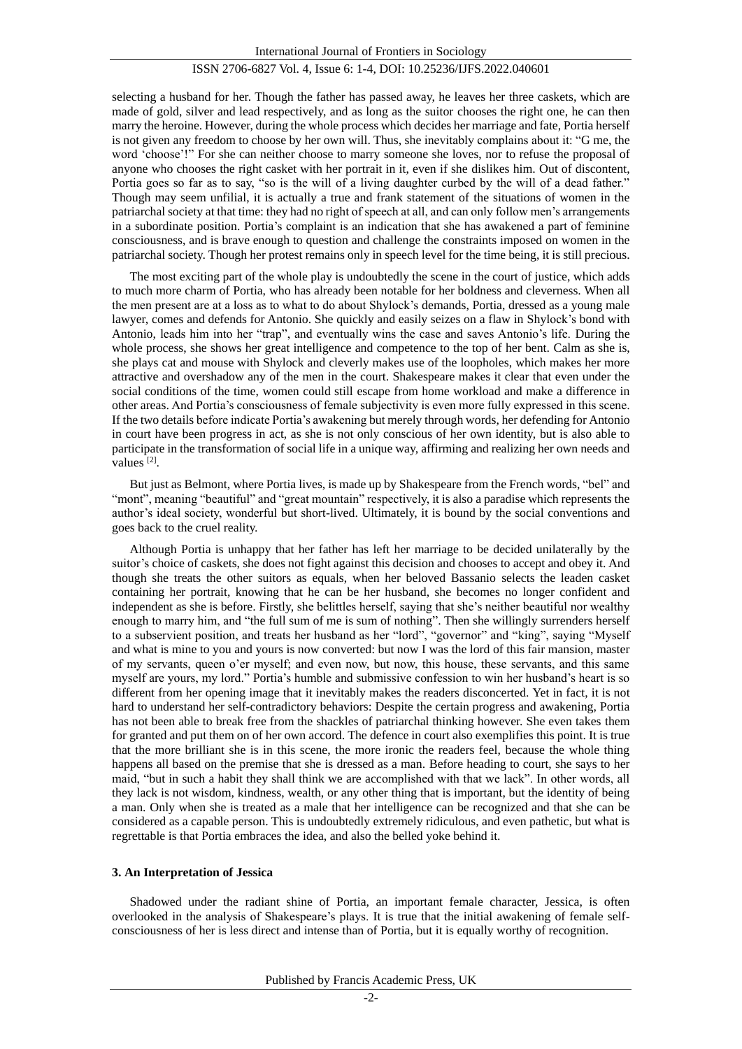selecting a husband for her. Though the father has passed away, he leaves her three caskets, which are made of gold, silver and lead respectively, and as long as the suitor chooses the right one, he can then marry the heroine. However, during the whole process which decides her marriage and fate, Portia herself is not given any freedom to choose by her own will. Thus, she inevitably complains about it: "G me, the word 'choose'!" For she can neither choose to marry someone she loves, nor to refuse the proposal of anyone who chooses the right casket with her portrait in it, even if she dislikes him. Out of discontent, Portia goes so far as to say, "so is the will of a living daughter curbed by the will of a dead father." Though may seem unfilial, it is actually a true and frank statement of the situations of women in the patriarchal society at that time: they had no right of speech at all, and can only follow men's arrangements in a subordinate position. Portia's complaint is an indication that she has awakened a part of feminine consciousness, and is brave enough to question and challenge the constraints imposed on women in the patriarchal society. Though her protest remains only in speech level for the time being, it is still precious.

The most exciting part of the whole play is undoubtedly the scene in the court of justice, which adds to much more charm of Portia, who has already been notable for her boldness and cleverness. When all the men present are at a loss as to what to do about Shylock's demands, Portia, dressed as a young male lawyer, comes and defends for Antonio. She quickly and easily seizes on a flaw in Shylock's bond with Antonio, leads him into her "trap", and eventually wins the case and saves Antonio's life. During the whole process, she shows her great intelligence and competence to the top of her bent. Calm as she is, she plays cat and mouse with Shylock and cleverly makes use of the loopholes, which makes her more attractive and overshadow any of the men in the court. Shakespeare makes it clear that even under the social conditions of the time, women could still escape from home workload and make a difference in other areas. And Portia's consciousness of female subjectivity is even more fully expressed in this scene. If the two details before indicate Portia's awakening but merely through words, her defending for Antonio in court have been progress in act, as she is not only conscious of her own identity, but is also able to participate in the transformation of social life in a unique way, affirming and realizing her own needs and values [2].

But just as Belmont, where Portia lives, is made up by Shakespeare from the French words, "bel" and "mont", meaning "beautiful" and "great mountain" respectively, it is also a paradise which represents the author's ideal society, wonderful but short-lived. Ultimately, it is bound by the social conventions and goes back to the cruel reality.

Although Portia is unhappy that her father has left her marriage to be decided unilaterally by the suitor's choice of caskets, she does not fight against this decision and chooses to accept and obey it. And though she treats the other suitors as equals, when her beloved Bassanio selects the leaden casket containing her portrait, knowing that he can be her husband, she becomes no longer confident and independent as she is before. Firstly, she belittles herself, saying that she's neither beautiful nor wealthy enough to marry him, and "the full sum of me is sum of nothing". Then she willingly surrenders herself to a subservient position, and treats her husband as her "lord", "governor" and "king", saying "Myself and what is mine to you and yours is now converted: but now I was the lord of this fair mansion, master of my servants, queen o'er myself; and even now, but now, this house, these servants, and this same myself are yours, my lord." Portia's humble and submissive confession to win her husband's heart is so different from her opening image that it inevitably makes the readers disconcerted. Yet in fact, it is not hard to understand her self-contradictory behaviors: Despite the certain progress and awakening, Portia has not been able to break free from the shackles of patriarchal thinking however. She even takes them for granted and put them on of her own accord. The defence in court also exemplifies this point. It is true that the more brilliant she is in this scene, the more ironic the readers feel, because the whole thing happens all based on the premise that she is dressed as a man. Before heading to court, she says to her maid, "but in such a habit they shall think we are accomplished with that we lack". In other words, all they lack is not wisdom, kindness, wealth, or any other thing that is important, but the identity of being a man. Only when she is treated as a male that her intelligence can be recognized and that she can be considered as a capable person. This is undoubtedly extremely ridiculous, and even pathetic, but what is regrettable is that Portia embraces the idea, and also the belled yoke behind it.

### 3. An Interpretation of Jessica

Shadowed under the radiant shine of Portia, an important female character, Jessica, is often overlooked in the analysis of Shakespeare's plays. It is true that the initial awakening of female self-consciousness of her is less direct and intense than of Portia, but it is equally worthy of recognition.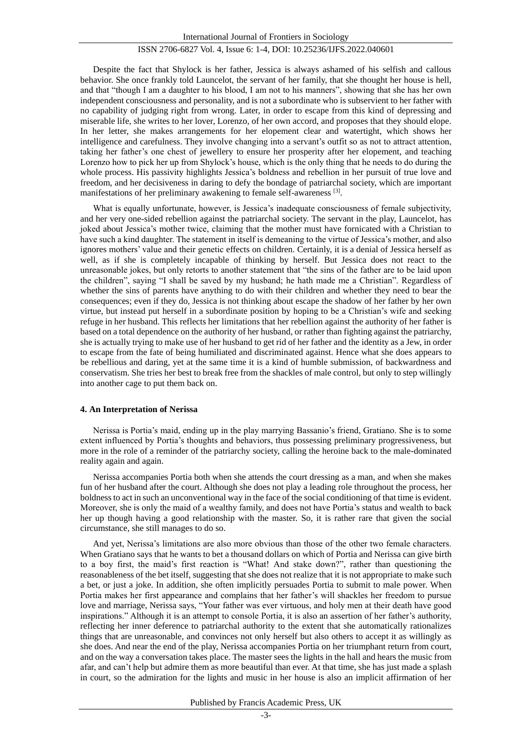Despite the fact that Shylock is her father, Jessica is always ashamed of his selfish and callous behavior. She once frankly told Launcelot, the servant of her family, that she thought her house is hell, and that "though I am a daughter to his blood, I am not to his manners", showing that she has her own independent consciousness and personality, and is not a subordinate who is subservient to her father with no capability of judging right from wrong. Later, in order to escape from this kind of depressing and miserable life, she writes to her lover, Lorenzo, of her own accord, and proposes that they should elope. In her letter, she makes arrangements for her elopement clear and watertight, which shows her intelligence and carefulness. They involve changing into a servant's outfit so as not to attract attention, taking her father's one chest of jewellery to ensure her prosperity after her elopement, and teaching Lorenzo how to pick her up from Shylock's house, which is the only thing that he needs to do during the whole process. His passivity highlights Jessica's boldness and rebellion in her pursuit of true love and freedom, and her decisiveness in daring to defy the bondage of patriarchal society, which are important manifestations of her preliminary awakening to female self-awareness [3].

What is equally unfortunate, however, is Jessica's inadequate consciousness of female subjectivity, and her very one-sided rebellion against the patriarchal society. The servant in the play, Launcelot, has joked about Jessica's mother twice, claiming that the mother must have fornicated with a Christian to have such a kind daughter. The statement in itself is demeaning to the virtue of Jessica's mother, and also ignores mothers' value and their genetic effects on children. Certainly, it is a denial of Jessica herself as well, as if she is completely incapable of thinking by herself. But Jessica does not react to the unreasonable jokes, but only retorts to another statement that "the sins of the father are to be laid upon the children", saying "I shall be saved by my husband; he hath made me a Christian". Regardless of whether the sins of parents have anything to do with their children and whether they need to bear the consequences; even if they do, Jessica is not thinking about escape the shadow of her father by her own virtue, but instead put herself in a subordinate position by hoping to be a Christian's wife and seeking refuge in her husband. This reflects her limitations that her rebellion against the authority of her father is based on a total dependence on the authority of her husband, or rather than fighting against the patriarchy, she is actually trying to make use of her husband to get rid of her father and the identity as a Jew, in order to escape from the fate of being humiliated and discriminated against. Hence what she does appears to be rebellious and daring, yet at the same time it is a kind of humble submission, of backwardness and conservatism. She tries her best to break free from the shackles of male control, but only to step willingly into another cage to put them back on.

## 4. An Interpretation of Nerissa

Nerissa is Portia's maid, ending up in the play marrying Bassanio's friend, Gratiano. She is to some extent influenced by Portia's thoughts and behaviors, thus possessing preliminary progressiveness, but more in the role of a reminder of the patriarchy society, calling the heroine back to the male-dominated reality again and again.

Nerissa accompanies Portia both when she attends the court dressing as a man, and when she makes fun of her husband after the court. Although she does not play a leading role throughout the process, her boldness to act in such an unconventional way in the face of the social conditioning of that time is evident. Moreover, she is only the maid of a wealthy family, and does not have Portia's status and wealth to back her up though having a good relationship with the master. So, it is rather rare that given the social circumstance, she still manages to do so.

And yet, Nerissa's limitations are also more obvious than those of the other two female characters. When Gratiano says that he wants to bet a thousand dollars on which of Portia and Nerissa can give birth to a boy first, the maid's first reaction is "What! And stake down?", rather than questioning the reasonableness of the bet itself, suggesting that she does not realize that it is not appropriate to make such a bet, or just a joke. In addition, she often implicitly persuades Portia to submit to male power. When Portia makes her first appearance and complains that her father's will shackles her freedom to pursue love and marriage, Nerissa says, "Your father was ever virtuous, and holy men at their death have good inspirations." Although it is an attempt to console Portia, it is also an assertion of her father's authority, reflecting her inner deference to patriarchal authority to the extent that she automatically rationalizes things that are unreasonable, and convinces not only herself but also others to accept it as willingly as she does. And near the end of the play, Nerissa accompanies Portia on her triumphant return from court, and on the way a conversation takes place. The master sees the lights in the hall and hears the music from afar, and can't help but admire them as more beautiful than ever. At that time, she has just made a splash in court, so the admiration for the lights and music in her house is also an implicit affirmation of her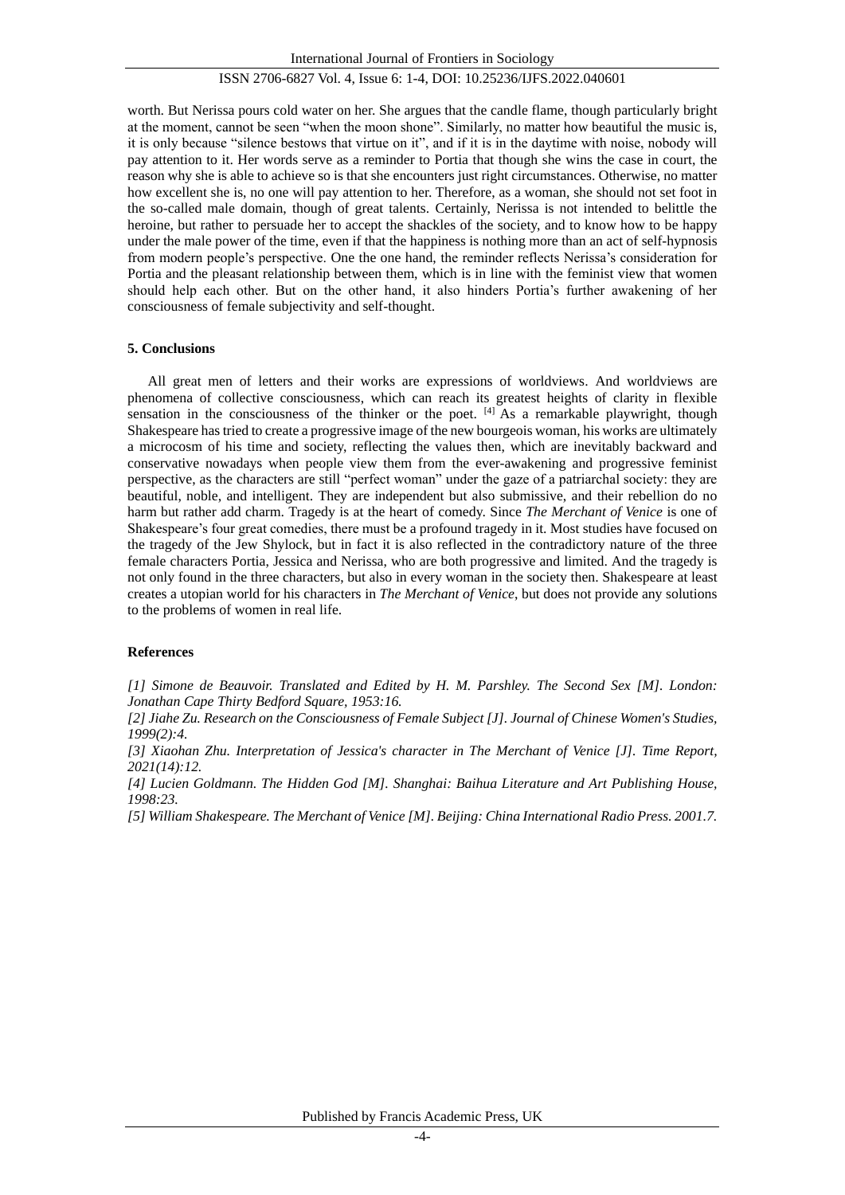worth. But Nerissa pours cold water on her. She argues that the candle flame, though particularly bright at the moment, cannot be seen "when the moon shone". Similarly, no matter how beautiful the music is, it is only because "silence bestows that virtue on it", and if it is in the daytime with noise, nobody will pay attention to it. Her words serve as a reminder to Portia that though she wins the case in court, the reason why she is able to achieve so is that she encounters just right circumstances. Otherwise, no matter how excellent she is, no one will pay attention to her. Therefore, as a woman, she should not set foot in the so-called male domain, though of great talents. Certainly, Nerissa is not intended to belittle the heroine, but rather to persuade her to accept the shackles of the society, and to know how to be happy under the male power of the time, even if that the happiness is nothing more than an act of self-hypnosis from modern people's perspective. One the one hand, the reminder reflects Nerissa's consideration for Portia and the pleasant relationship between them, which is in line with the feminist view that women should help each other. But on the other hand, it also hinders Portia's further awakening of her consciousness of female subjectivity and self-thought.

## 5. Conclusions

All great men of letters and their works are expressions of worldviews. And worldviews are phenomena of collective consciousness, which can reach its greatest heights of clarity in flexible sensation in the consciousness of the thinker or the poet. [4] As a remarkable playwright, though Shakespeare has tried to create a progressive image of the new bourgeois woman, his works are ultimately a microcosm of his time and society, reflecting the values then, which are inevitably backward and conservative nowadays when people view them from the ever-awakening and progressive feminist perspective, as the characters are still "perfect woman" under the gaze of a patriarchal society: they are beautiful, noble, and intelligent. They are independent but also submissive, and their rebellion do no harm but rather add charm. Tragedy is at the heart of comedy. Since *The Merchant of Venice* is one of Shakespeare's four great comedies, there must be a profound tragedy in it. Most studies have focused on the tragedy of the Jew Shylock, but in fact it is also reflected in the contradictory nature of the three female characters Portia, Jessica and Nerissa, who are both progressive and limited. And the tragedy is not only found in the three characters, but also in every woman in the society then. Shakespeare at least creates a utopian world for his characters in *The Merchant of Venice*, but does not provide any solutions to the problems of women in real life.

## References

*[1] Simone de Beauvoir. Translated and Edited by H. M. Parshley. The Second Sex [M]. London: Jonathan Cape Thirty Bedford Square, 1953:16.*

*[2] Jiahe Zu. Research on the Consciousness of Female Subject [J]. Journal of Chinese Women's Studies, 1999(2):4.*

*[3] Xiaohan Zhu. Interpretation of Jessica's character in The Merchant of Venice [J]. Time Report, 2021(14):12.*

*[4] Lucien Goldmann. The Hidden God [M]. Shanghai: Baihua Literature and Art Publishing House, 1998:23.*

*[5] William Shakespeare. The Merchant of Venice [M]. Beijing: China International Radio Press. 2001.7.*